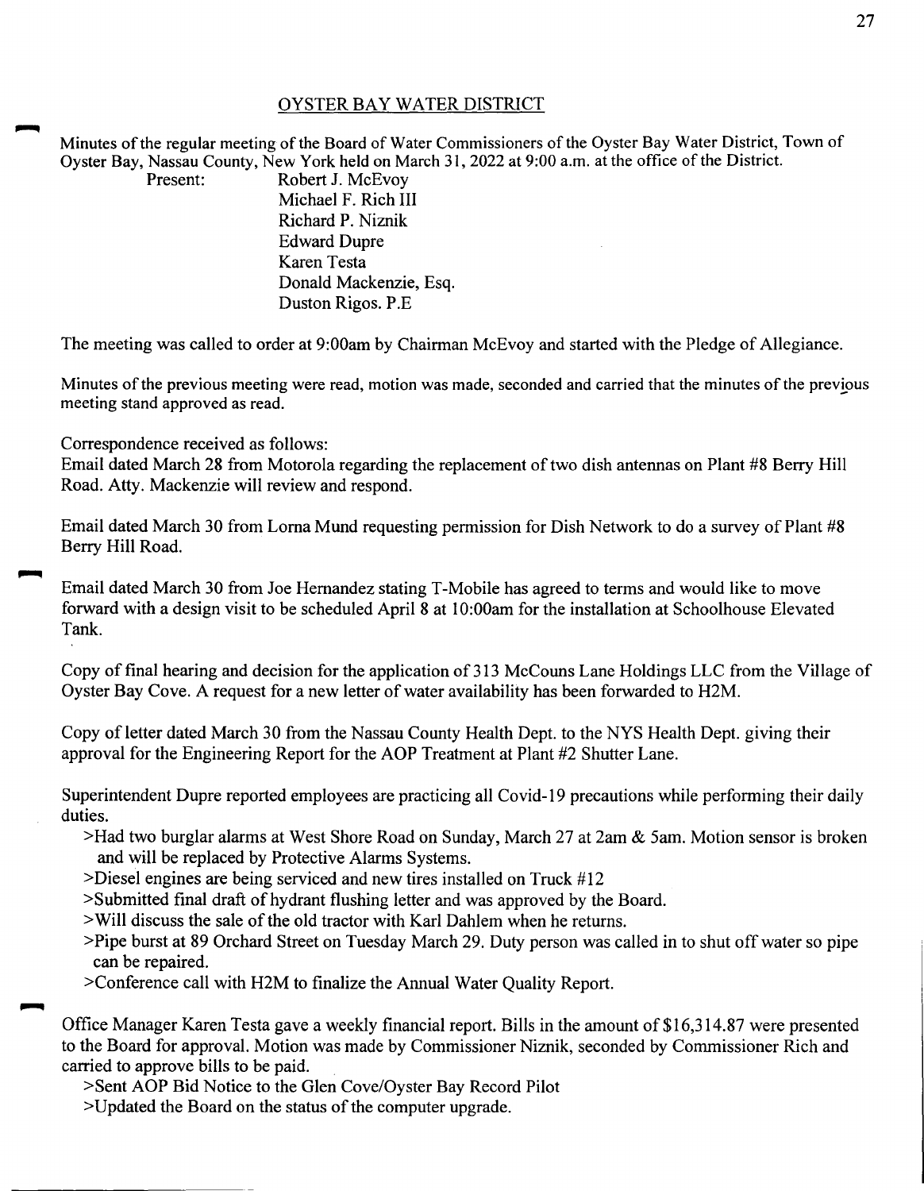## OYSTER BAY WATER DISTRICT

Minutes of the regular meeting of the Board of Water Commissioners of the Oyster Bay Water District, Town of Oyster Bay, Nassau County, New York held on March 31, 2022 at 9:00 a.m. at the office of the District.

Present: Robert J. McEvoy
Michael F. Rich III
Richard P. Niznik
Edward Dupre
Karen Testa
Donald Mackenzie, Esq.
Duston Rigos. P.E

The meeting was called to order at 9:00am by Chairman McEvoy and started with the Pledge of Allegiance.

Minutes of the previous meeting were read, motion was made, seconded and carried that the minutes of the previous meeting stand approved as read.

Correspondence received as follows:
Email dated March 28 from Motorola regarding the replacement of two dish antennas on Plant #8 Berry Hill Road. Atty. Mackenzie will review and respond.

Email dated March 30 from Lorna Mund requesting permission for Dish Network to do a survey of Plant #8 Berry Hill Road.

Email dated March 30 from Joe Hernandez stating T-Mobile has agreed to terms and would like to move forward with a design visit to be scheduled April 8 at 10:00am for the installation at Schoolhouse Elevated Tank.

Copy of final hearing and decision for the application of 313 McCouns Lane Holdings LLC from the Village of Oyster Bay Cove. A request for a new letter of water availability has been forwarded to H2M.

Copy of letter dated March 30 from the Nassau County Health Dept. to the NYS Health Dept. giving their approval for the Engineering Report for the AOP Treatment at Plant #2 Shutter Lane.

Superintendent Dupre reported employees are practicing all Covid-19 precautions while performing their daily duties.

>Had two burglar alarms at West Shore Road on Sunday, March 27 at 2am & 5am. Motion sensor is broken and will be replaced by Protective Alarms Systems.
>Diesel engines are being serviced and new tires installed on Truck #12
>Submitted final draft of hydrant flushing letter and was approved by the Board.
>Will discuss the sale of the old tractor with Karl Dahlem when he returns.
>Pipe burst at 89 Orchard Street on Tuesday March 29. Duty person was called in to shut off water so pipe can be repaired.
>Conference call with H2M to finalize the Annual Water Quality Report.

Office Manager Karen Testa gave a weekly financial report. Bills in the amount of $16,314.87 were presented to the Board for approval. Motion was made by Commissioner Niznik, seconded by Commissioner Rich and carried to approve bills to be paid.

>Sent AOP Bid Notice to the Glen Cove/Oyster Bay Record Pilot
>Updated the Board on the status of the computer upgrade.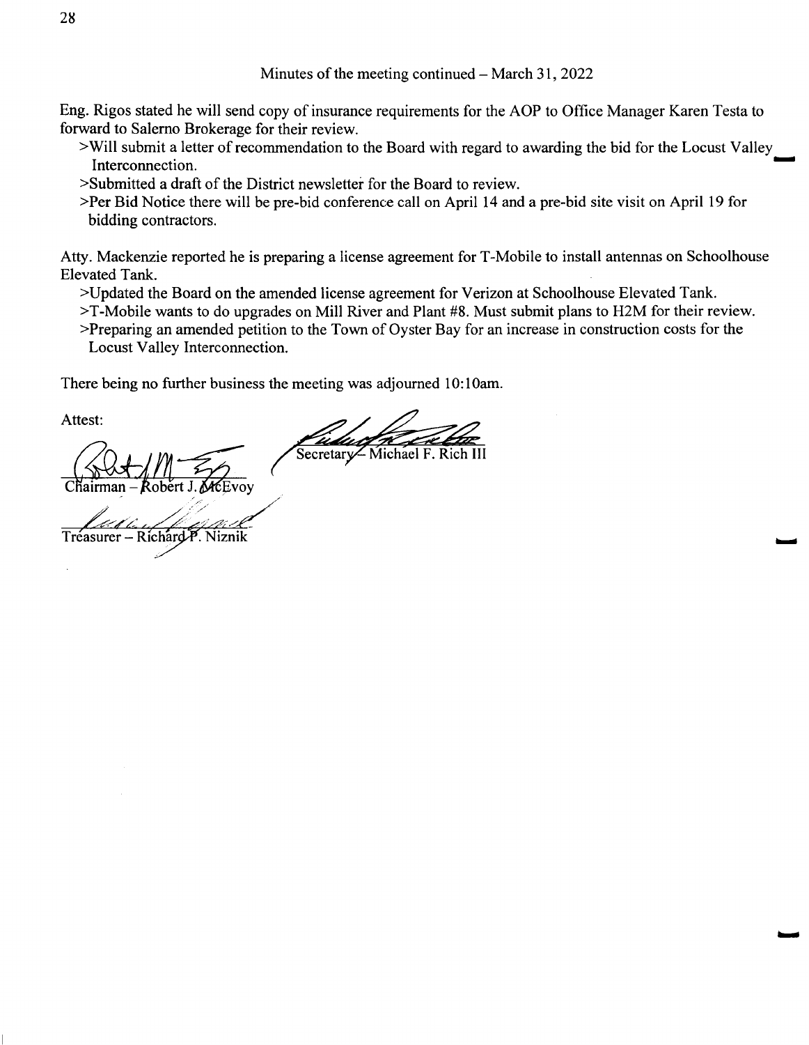Minutes of the meeting continued – March 31, 2022

Eng. Rigos stated he will send copy of insurance requirements for the AOP to Office Manager Karen Testa to forward to Salerno Brokerage for their review.

>Will submit a letter of recommendation to the Board with regard to awarding the bid for the Locust Valley Interconnection.

>Submitted a draft of the District newsletter for the Board to review.

>Per Bid Notice there will be pre-bid conference call on April 14 and a pre-bid site visit on April 19 for bidding contractors.

Atty. Mackenzie reported he is preparing a license agreement for T-Mobile to install antennas on Schoolhouse Elevated Tank.

>Updated the Board on the amended license agreement for Verizon at Schoolhouse Elevated Tank.

>T-Mobile wants to do upgrades on Mill River and Plant #8. Must submit plans to H2M for their review.

>Preparing an amended petition to the Town of Oyster Bay for an increase in construction costs for the Locust Valley Interconnection.

There being no further business the meeting was adjourned 10:10am.

Attest:

Chairman – Robert J. McEvoy

Secretary – Michael F. Rich III

Treasurer – Richard P. Niznik